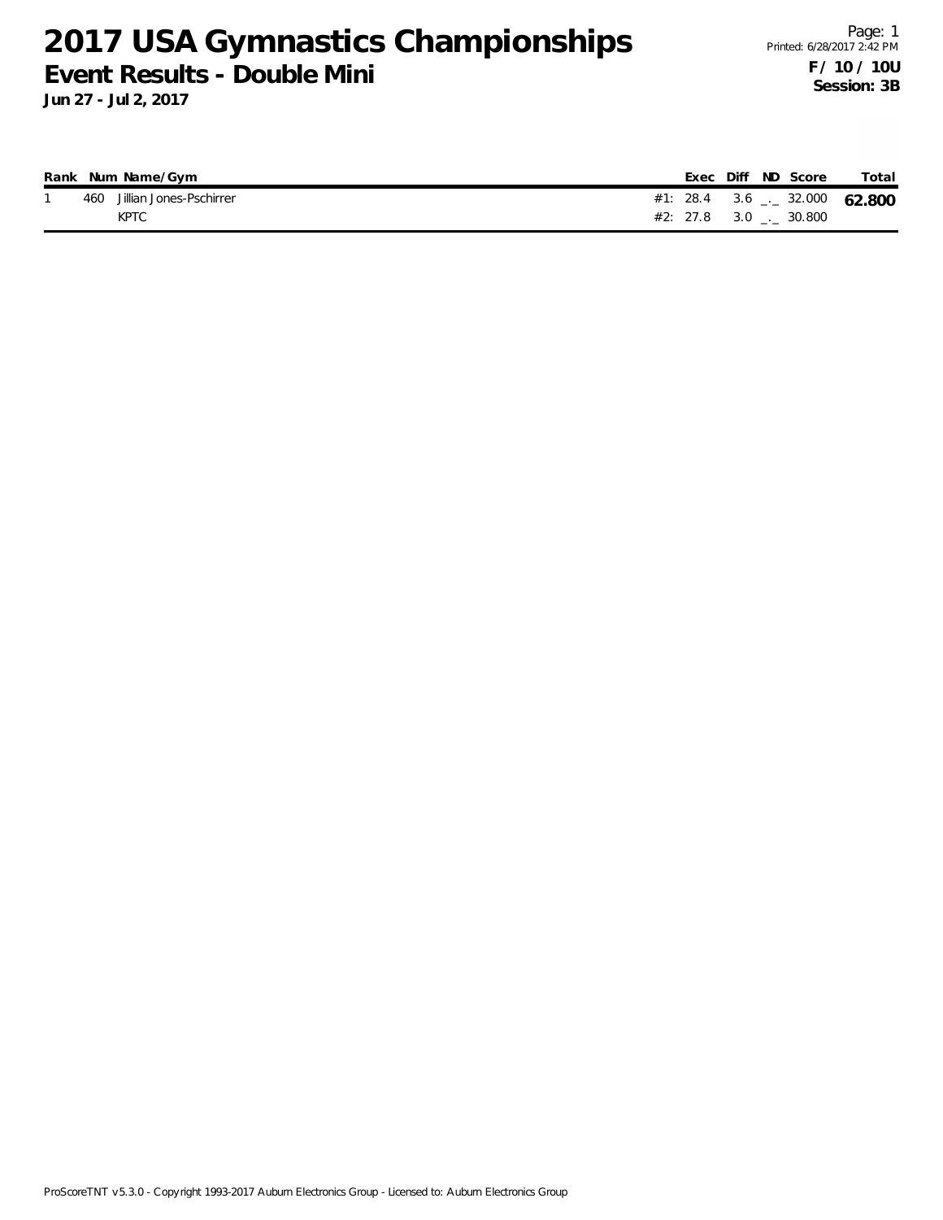# 2017 USA Gymnastics Championships

## Event Results - Double Mini

**Jun 27 - Jul 2, 2017**

Page: 1
Printed: 6/28/2017 2:42 PM

**F / 10 / 10U**
**Session: 3B**

| Rank | Num | Name/Gym | | Exec | Diff | ND | Score | Total |
|---|---|---|---|---|---|---|---|---|
| 1 | 460 | Jillian Jones-Pschirrer | #1: | 28.4 | 3.6 | _._ | 32.000 | **62.800** |
| | | KPTC | #2: | 27.8 | 3.0 | _._ | 30.800 | |

ProScoreTNT v5.3.0 - Copyright 1993-2017 Auburn Electronics Group - Licensed to: Auburn Electronics Group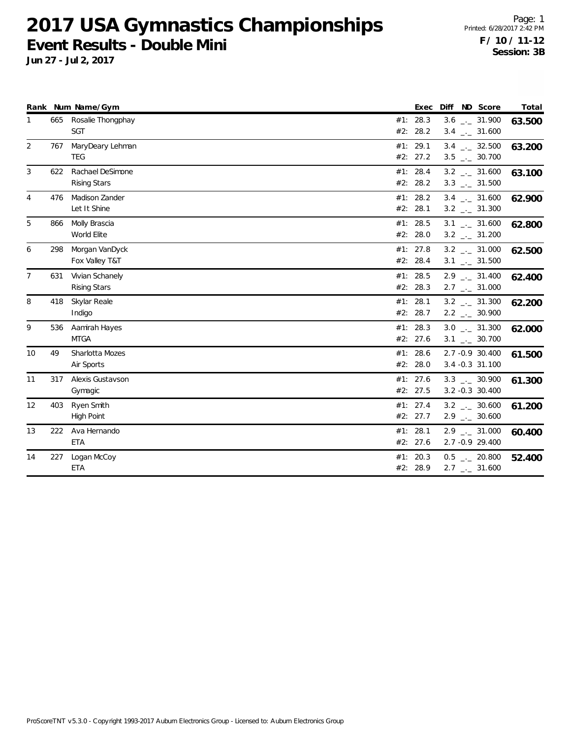# 2017 USA Gymnastics Championships

## Event Results - Double Mini

**Jun 27 - Jul 2, 2017**

Printed: 6/28/2017 2:42 PM

**F / 10 / 11-12**
**Session: 3B**

| Rank | Num | Name/Gym | | Exec | Diff | ND | Score | Total |
|---|---|---|---|---|---|---|---|---|
| 1 | 665 | Rosalie Thongphay | #1: | 28.3 | 3.6 | _._ | 31.900 | **63.500** |
| | | SGT | #2: | 28.2 | 3.4 | _._ | 31.600 | |
| 2 | 767 | MaryDeary Lehman | #1: | 29.1 | 3.4 | _._ | 32.500 | **63.200** |
| | | TEG | #2: | 27.2 | 3.5 | _._ | 30.700 | |
| 3 | 622 | Rachael DeSimone | #1: | 28.4 | 3.2 | _._ | 31.600 | **63.100** |
| | | Rising Stars | #2: | 28.2 | 3.3 | _._ | 31.500 | |
| 4 | 476 | Madison Zander | #1: | 28.2 | 3.4 | _._ | 31.600 | **62.900** |
| | | Let It Shine | #2: | 28.1 | 3.2 | _._ | 31.300 | |
| 5 | 866 | Molly Brascia | #1: | 28.5 | 3.1 | _._ | 31.600 | **62.800** |
| | | World Elite | #2: | 28.0 | 3.2 | _._ | 31.200 | |
| 6 | 298 | Morgan VanDyck | #1: | 27.8 | 3.2 | _._ | 31.000 | **62.500** |
| | | Fox Valley T&T | #2: | 28.4 | 3.1 | _._ | 31.500 | |
| 7 | 631 | Vivian Schanely | #1: | 28.5 | 2.9 | _._ | 31.400 | **62.400** |
| | | Rising Stars | #2: | 28.3 | 2.7 | _._ | 31.000 | |
| 8 | 418 | Skylar Reale | #1: | 28.1 | 3.2 | _._ | 31.300 | **62.200** |
| | | Indigo | #2: | 28.7 | 2.2 | _._ | 30.900 | |
| 9 | 536 | Aamirah Hayes | #1: | 28.3 | 3.0 | _._ | 31.300 | **62.000** |
| | | MTGA | #2: | 27.6 | 3.1 | _._ | 30.700 | |
| 10 | 49 | Sharlotta Mozes | #1: | 28.6 | 2.7 | -0.9 | 30.400 | **61.500** |
| | | Air Sports | #2: | 28.0 | 3.4 | -0.3 | 31.100 | |
| 11 | 317 | Alexis Gustavson | #1: | 27.6 | 3.3 | _._ | 30.900 | **61.300** |
| | | Gymagic | #2: | 27.5 | 3.2 | -0.3 | 30.400 | |
| 12 | 403 | Ryen Smith | #1: | 27.4 | 3.2 | _._ | 30.600 | **61.200** |
| | | High Point | #2: | 27.7 | 2.9 | _._ | 30.600 | |
| 13 | 222 | Ava Hernando | #1: | 28.1 | 2.9 | _._ | 31.000 | **60.400** |
| | | ETA | #2: | 27.6 | 2.7 | -0.9 | 29.400 | |
| 14 | 227 | Logan McCoy | #1: | 20.3 | 0.5 | _._ | 20.800 | **52.400** |
| | | ETA | #2: | 28.9 | 2.7 | _._ | 31.600 | |

ProScoreTNT v5.3.0 - Copyright 1993-2017 Auburn Electronics Group - Licensed to: Auburn Electronics Group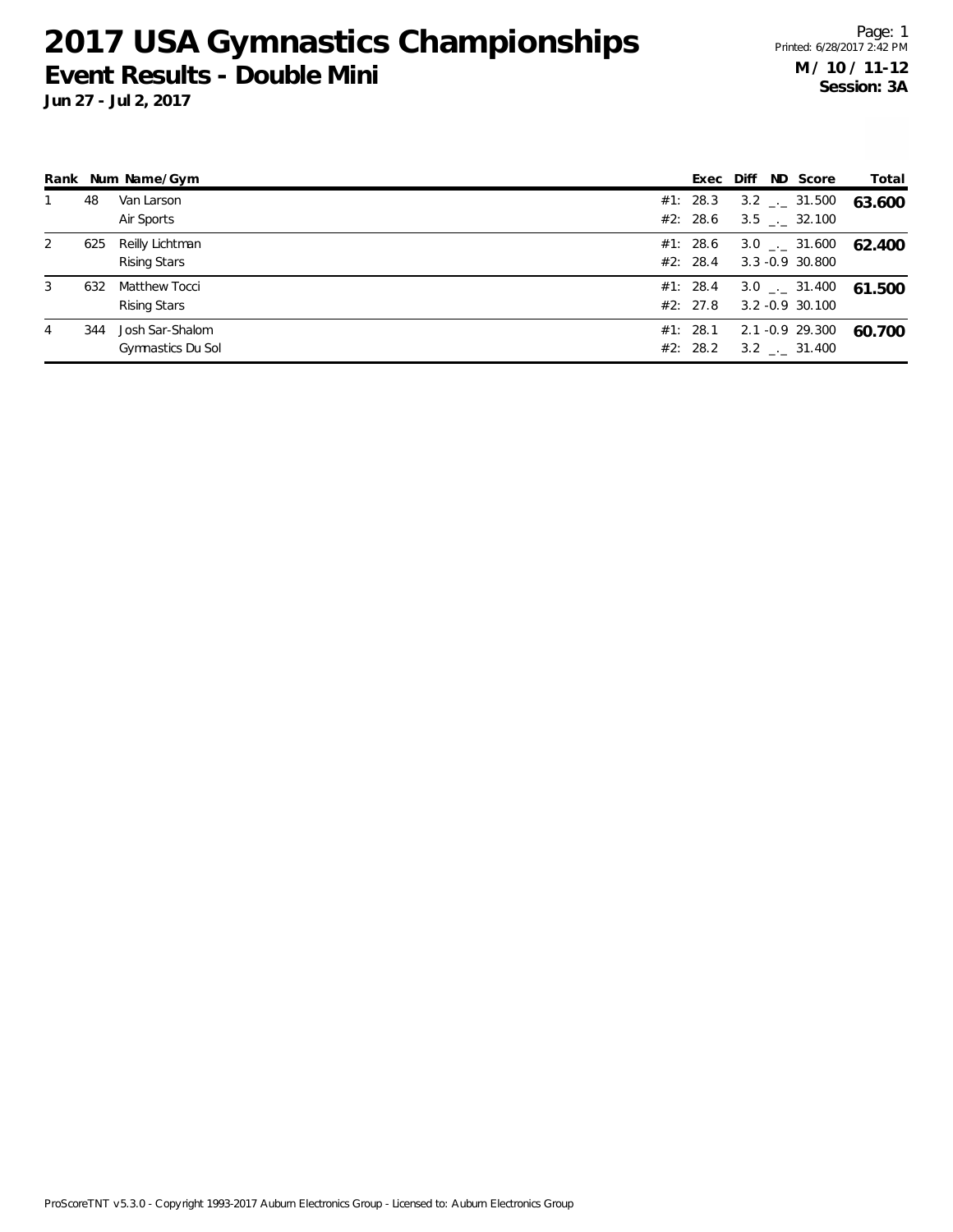# 2017 USA Gymnastics Championships

## Event Results - Double Mini

**Jun 27 - Jul 2, 2017**

Page: 1
Printed: 6/28/2017 2:42 PM

**M / 10 / 11-12**
**Session: 3A**

| Rank | Num | Name/Gym | | Exec | Diff | ND | Score | Total |
|---|---|---|---|---|---|---|---|---|
| 1 | 48 | Van Larson | #1: | 28.3 | 3.2 | _._ | 31.500 | **63.600** |
| | | Air Sports | #2: | 28.6 | 3.5 | _._ | 32.100 | |
| 2 | 625 | Reilly Lichtman | #1: | 28.6 | 3.0 | _._ | 31.600 | **62.400** |
| | | Rising Stars | #2: | 28.4 | 3.3 | -0.9 | 30.800 | |
| 3 | 632 | Matthew Tocci | #1: | 28.4 | 3.0 | _._ | 31.400 | **61.500** |
| | | Rising Stars | #2: | 27.8 | 3.2 | -0.9 | 30.100 | |
| 4 | 344 | Josh Sar-Shalom | #1: | 28.1 | 2.1 | -0.9 | 29.300 | **60.700** |
| | | Gymnastics Du Sol | #2: | 28.2 | 3.2 | _._ | 31.400 | |

ProScoreTNT v5.3.0 - Copyright 1993-2017 Auburn Electronics Group - Licensed to: Auburn Electronics Group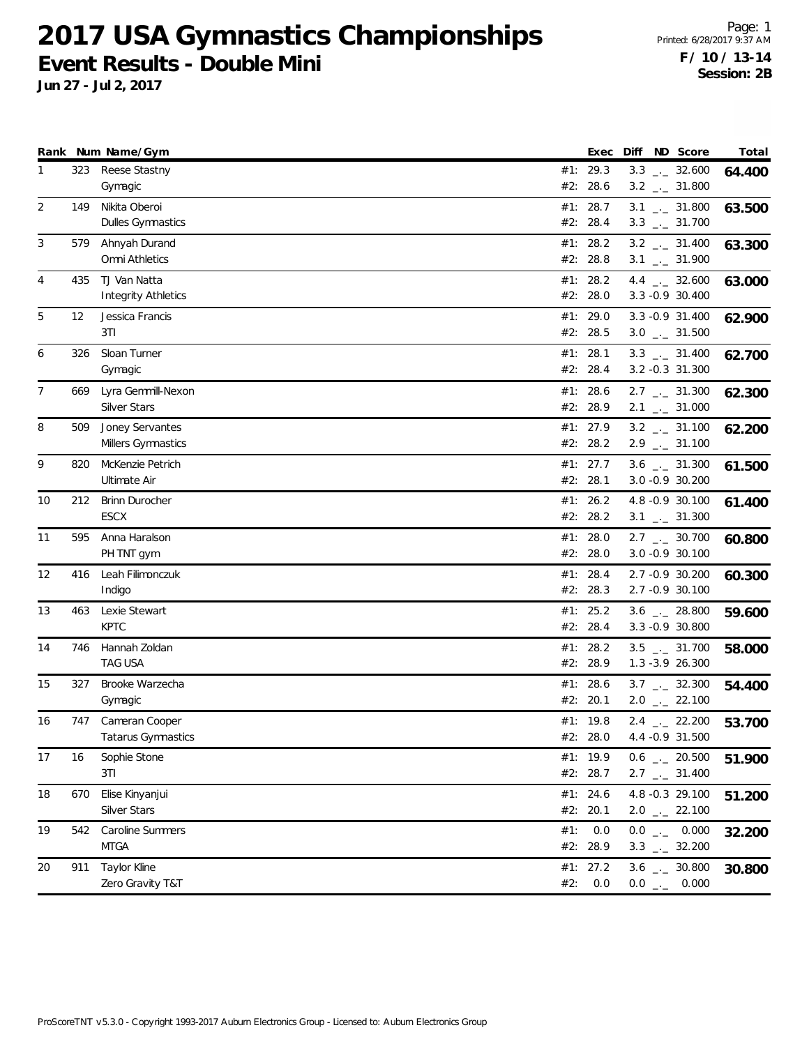# 2017 USA Gymnastics Championships

## Event Results - Double Mini

**Jun 27 - Jul 2, 2017**

**F / 10 / 13-14**
**Session: 2B**

| Rank | Num | Name/Gym | | Exec | Diff | ND | Score | Total |
|---|---|---|---|---|---|---|---|---|
| 1 | 323 | Reese Stastny | #1: | 29.3 | 3.3 | _._ | 32.600 | **64.400** |
| | | Gymagic | #2: | 28.6 | 3.2 | _._ | 31.800 | |
| 2 | 149 | Nikita Oberoi | #1: | 28.7 | 3.1 | _._ | 31.800 | **63.500** |
| | | Dulles Gymnastics | #2: | 28.4 | 3.3 | _._ | 31.700 | |
| 3 | 579 | Ahnyah Durand | #1: | 28.2 | 3.2 | _._ | 31.400 | **63.300** |
| | | Omni Athletics | #2: | 28.8 | 3.1 | _._ | 31.900 | |
| 4 | 435 | TJ Van Natta | #1: | 28.2 | 4.4 | _._ | 32.600 | **63.000** |
| | | Integrity Athletics | #2: | 28.0 | 3.3 | -0.9 | 30.400 | |
| 5 | 12 | Jessica Francis | #1: | 29.0 | 3.3 | -0.9 | 31.400 | **62.900** |
| | | 3TI | #2: | 28.5 | 3.0 | _._ | 31.500 | |
| 6 | 326 | Sloan Turner | #1: | 28.1 | 3.3 | _._ | 31.400 | **62.700** |
| | | Gymagic | #2: | 28.4 | 3.2 | -0.3 | 31.300 | |
| 7 | 669 | Lyra Gemmill-Nexon | #1: | 28.6 | 2.7 | _._ | 31.300 | **62.300** |
| | | Silver Stars | #2: | 28.9 | 2.1 | _._ | 31.000 | |
| 8 | 509 | Joney Servantes | #1: | 27.9 | 3.2 | _._ | 31.100 | **62.200** |
| | | Millers Gymnastics | #2: | 28.2 | 2.9 | _._ | 31.100 | |
| 9 | 820 | McKenzie Petrich | #1: | 27.7 | 3.6 | _._ | 31.300 | **61.500** |
| | | Ultimate Air | #2: | 28.1 | 3.0 | -0.9 | 30.200 | |
| 10 | 212 | Brinn Durocher | #1: | 26.2 | 4.8 | -0.9 | 30.100 | **61.400** |
| | | ESCX | #2: | 28.2 | 3.1 | _._ | 31.300 | |
| 11 | 595 | Anna Haralson | #1: | 28.0 | 2.7 | _._ | 30.700 | **60.800** |
| | | PH TNT gym | #2: | 28.0 | 3.0 | -0.9 | 30.100 | |
| 12 | 416 | Leah Filimonczuk | #1: | 28.4 | 2.7 | -0.9 | 30.200 | **60.300** |
| | | Indigo | #2: | 28.3 | 2.7 | -0.9 | 30.100 | |
| 13 | 463 | Lexie Stewart | #1: | 25.2 | 3.6 | _._ | 28.800 | **59.600** |
| | | KPTC | #2: | 28.4 | 3.3 | -0.9 | 30.800 | |
| 14 | 746 | Hannah Zoldan | #1: | 28.2 | 3.5 | _._ | 31.700 | **58.000** |
| | | TAG USA | #2: | 28.9 | 1.3 | -3.9 | 26.300 | |
| 15 | 327 | Brooke Warzecha | #1: | 28.6 | 3.7 | _._ | 32.300 | **54.400** |
| | | Gymagic | #2: | 20.1 | 2.0 | _._ | 22.100 | |
| 16 | 747 | Cameran Cooper | #1: | 19.8 | 2.4 | _._ | 22.200 | **53.700** |
| | | Tatarus Gymnastics | #2: | 28.0 | 4.4 | -0.9 | 31.500 | |
| 17 | 16 | Sophie Stone | #1: | 19.9 | 0.6 | _._ | 20.500 | **51.900** |
| | | 3TI | #2: | 28.7 | 2.7 | _._ | 31.400 | |
| 18 | 670 | Elise Kinyanjui | #1: | 24.6 | 4.8 | -0.3 | 29.100 | **51.200** |
| | | Silver Stars | #2: | 20.1 | 2.0 | _._ | 22.100 | |
| 19 | 542 | Caroline Summers | #1: | 0.0 | 0.0 | _._ | 0.000 | **32.200** |
| | | MTGA | #2: | 28.9 | 3.3 | _._ | 32.200 | |
| 20 | 911 | Taylor Kline | #1: | 27.2 | 3.6 | _._ | 30.800 | **30.800** |
| | | Zero Gravity T&T | #2: | 0.0 | 0.0 | _._ | 0.000 | |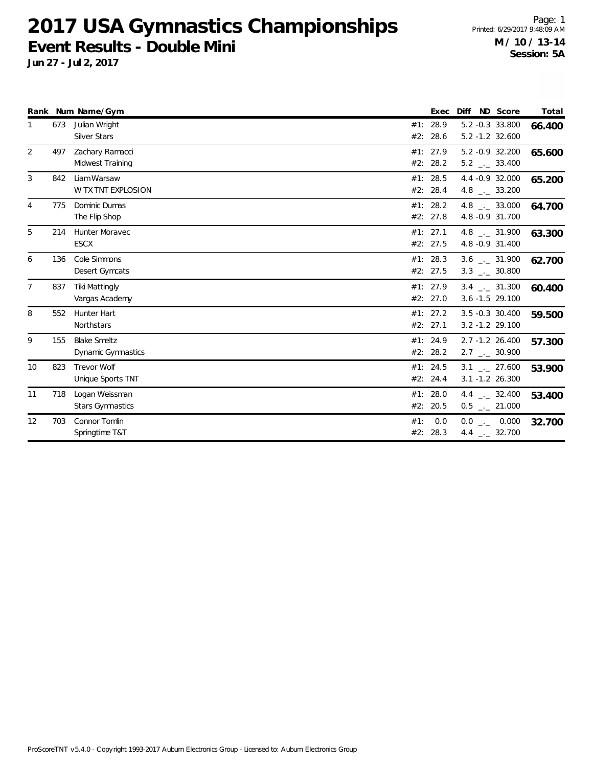# 2017 USA Gymnastics Championships

## Event Results - Double Mini

**Jun 27 - Jul 2, 2017**

**M / 10 / 13-14**
**Session: 5A**

| Rank | Num | Name/Gym | | Exec | Diff | ND | Score | Total |
|---|---|---|---|---|---|---|---|---|
| 1 | 673 | Julian Wright | #1: | 28.9 | 5.2 | -0.3 | 33.800 | **66.400** |
| | | Silver Stars | #2: | 28.6 | 5.2 | -1.2 | 32.600 | |
| 2 | 497 | Zachary Ramacci | #1: | 27.9 | 5.2 | -0.9 | 32.200 | **65.600** |
| | | Midwest Training | #2: | 28.2 | 5.2 | _._ | 33.400 | |
| 3 | 842 | Liam Warsaw | #1: | 28.5 | 4.4 | -0.9 | 32.000 | **65.200** |
| | | W TX TNT EXPLOSION | #2: | 28.4 | 4.8 | _._ | 33.200 | |
| 4 | 775 | Dominic Dumas | #1: | 28.2 | 4.8 | _._ | 33.000 | **64.700** |
| | | The Flip Shop | #2: | 27.8 | 4.8 | -0.9 | 31.700 | |
| 5 | 214 | Hunter Moravec | #1: | 27.1 | 4.8 | _._ | 31.900 | **63.300** |
| | | ESCX | #2: | 27.5 | 4.8 | -0.9 | 31.400 | |
| 6 | 136 | Cole Simmons | #1: | 28.3 | 3.6 | _._ | 31.900 | **62.700** |
| | | Desert Gymcats | #2: | 27.5 | 3.3 | _._ | 30.800 | |
| 7 | 837 | Tiki Mattingly | #1: | 27.9 | 3.4 | _._ | 31.300 | **60.400** |
| | | Vargas Academy | #2: | 27.0 | 3.6 | -1.5 | 29.100 | |
| 8 | 552 | Hunter Hart | #1: | 27.2 | 3.5 | -0.3 | 30.400 | **59.500** |
| | | Northstars | #2: | 27.1 | 3.2 | -1.2 | 29.100 | |
| 9 | 155 | Blake Smeltz | #1: | 24.9 | 2.7 | -1.2 | 26.400 | **57.300** |
| | | Dynamic Gymnastics | #2: | 28.2 | 2.7 | _._ | 30.900 | |
| 10 | 823 | Trevor Wolf | #1: | 24.5 | 3.1 | _._ | 27.600 | **53.900** |
| | | Unique Sports TNT | #2: | 24.4 | 3.1 | -1.2 | 26.300 | |
| 11 | 718 | Logan Weissman | #1: | 28.0 | 4.4 | _._ | 32.400 | **53.400** |
| | | Stars Gymnastics | #2: | 20.5 | 0.5 | _._ | 21.000 | |
| 12 | 703 | Connor Tomlin | #1: | 0.0 | 0.0 | _._ | 0.000 | **32.700** |
| | | Springtime T&T | #2: | 28.3 | 4.4 | _._ | 32.700 | |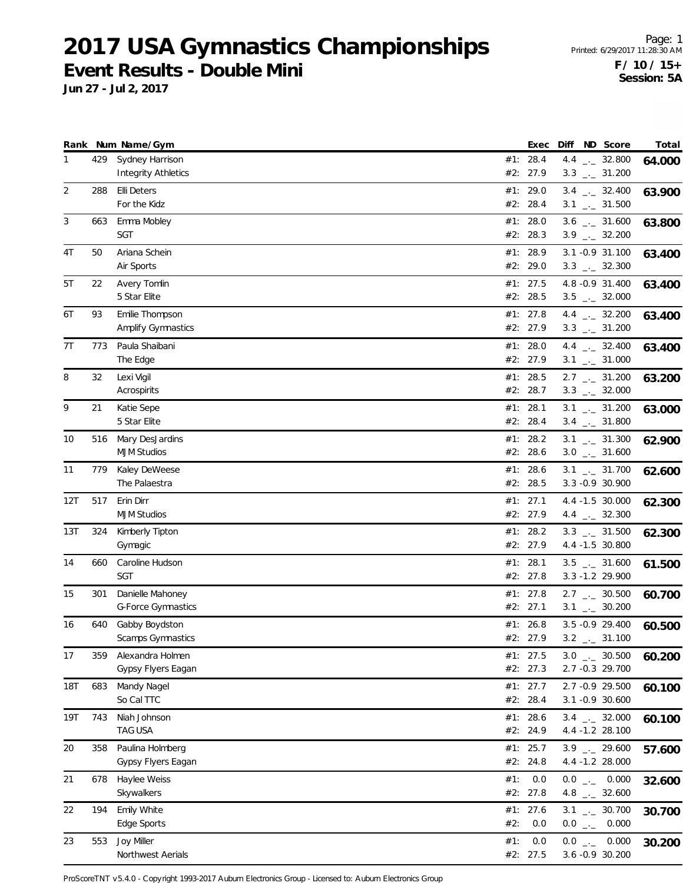# 2017 USA Gymnastics Championships

## Event Results - Double Mini

**Jun 27 - Jul 2, 2017**

**F / 10 / 15+**
**Session: 5A**

| Rank | Num | Name/Gym | | Exec | Diff | ND | Score | Total |
|---|---|---|---|---|---|---|---|---|
| 1 | 429 | Sydney Harrison | #1: | 28.4 | 4.4 | _._ | 32.800 | **64.000** |
| | | Integrity Athletics | #2: | 27.9 | 3.3 | _._ | 31.200 | |
| 2 | 288 | Elli Deters | #1: | 29.0 | 3.4 | _._ | 32.400 | **63.900** |
| | | For the Kidz | #2: | 28.4 | 3.1 | _._ | 31.500 | |
| 3 | 663 | Emma Mobley | #1: | 28.0 | 3.6 | _._ | 31.600 | **63.800** |
| | | SGT | #2: | 28.3 | 3.9 | _._ | 32.200 | |
| 4T | 50 | Ariana Schein | #1: | 28.9 | 3.1 | -0.9 | 31.100 | **63.400** |
| | | Air Sports | #2: | 29.0 | 3.3 | _._ | 32.300 | |
| 5T | 22 | Avery Tomlin | #1: | 27.5 | 4.8 | -0.9 | 31.400 | **63.400** |
| | | 5 Star Elite | #2: | 28.5 | 3.5 | _._ | 32.000 | |
| 6T | 93 | Emilie Thompson | #1: | 27.8 | 4.4 | _._ | 32.200 | **63.400** |
| | | Amplify Gymnastics | #2: | 27.9 | 3.3 | _._ | 31.200 | |
| 7T | 773 | Paula Shaibani | #1: | 28.0 | 4.4 | _._ | 32.400 | **63.400** |
| | | The Edge | #2: | 27.9 | 3.1 | _._ | 31.000 | |
| 8 | 32 | Lexi Vigil | #1: | 28.5 | 2.7 | _._ | 31.200 | **63.200** |
| | | Acrospirits | #2: | 28.7 | 3.3 | _._ | 32.000 | |
| 9 | 21 | Katie Sepe | #1: | 28.1 | 3.1 | _._ | 31.200 | **63.000** |
| | | 5 Star Elite | #2: | 28.4 | 3.4 | _._ | 31.800 | |
| 10 | 516 | Mary DesJardins | #1: | 28.2 | 3.1 | _._ | 31.300 | **62.900** |
| | | MJM Studios | #2: | 28.6 | 3.0 | _._ | 31.600 | |
| 11 | 779 | Kaley DeWeese | #1: | 28.6 | 3.1 | _._ | 31.700 | **62.600** |
| | | The Palaestra | #2: | 28.5 | 3.3 | -0.9 | 30.900 | |
| 12T | 517 | Erin Dirr | #1: | 27.1 | 4.4 | -1.5 | 30.000 | **62.300** |
| | | MJM Studios | #2: | 27.9 | 4.4 | _._ | 32.300 | |
| 13T | 324 | Kimberly Tipton | #1: | 28.2 | 3.3 | _._ | 31.500 | **62.300** |
| | | Gymagic | #2: | 27.9 | 4.4 | -1.5 | 30.800 | |
| 14 | 660 | Caroline Hudson | #1: | 28.1 | 3.5 | _._ | 31.600 | **61.500** |
| | | SGT | #2: | 27.8 | 3.3 | -1.2 | 29.900 | |
| 15 | 301 | Danielle Mahoney | #1: | 27.8 | 2.7 | _._ | 30.500 | **60.700** |
| | | G-Force Gymnastics | #2: | 27.1 | 3.1 | _._ | 30.200 | |
| 16 | 640 | Gabby Boydston | #1: | 26.8 | 3.5 | -0.9 | 29.400 | **60.500** |
| | | Scamps Gymnastics | #2: | 27.9 | 3.2 | _._ | 31.100 | |
| 17 | 359 | Alexandra Holmen | #1: | 27.5 | 3.0 | _._ | 30.500 | **60.200** |
| | | Gypsy Flyers Eagan | #2: | 27.3 | 2.7 | -0.3 | 29.700 | |
| 18T | 683 | Mandy Nagel | #1: | 27.7 | 2.7 | -0.9 | 29.500 | **60.100** |
| | | So Cal TTC | #2: | 28.4 | 3.1 | -0.9 | 30.600 | |
| 19T | 743 | Niah Johnson | #1: | 28.6 | 3.4 | _._ | 32.000 | **60.100** |
| | | TAG USA | #2: | 24.9 | 4.4 | -1.2 | 28.100 | |
| 20 | 358 | Paulina Holmberg | #1: | 25.7 | 3.9 | _._ | 29.600 | **57.600** |
| | | Gypsy Flyers Eagan | #2: | 24.8 | 4.4 | -1.2 | 28.000 | |
| 21 | 678 | Haylee Weiss | #1: | 0.0 | 0.0 | _._ | 0.000 | **32.600** |
| | | Skywalkers | #2: | 27.8 | 4.8 | _._ | 32.600 | |
| 22 | 194 | Emily White | #1: | 27.6 | 3.1 | _._ | 30.700 | **30.700** |
| | | Edge Sports | #2: | 0.0 | 0.0 | _._ | 0.000 | |
| 23 | 553 | Joy Miller | #1: | 0.0 | 0.0 | _._ | 0.000 | **30.200** |
| | | Northwest Aerials | #2: | 27.5 | 3.6 | -0.9 | 30.200 | |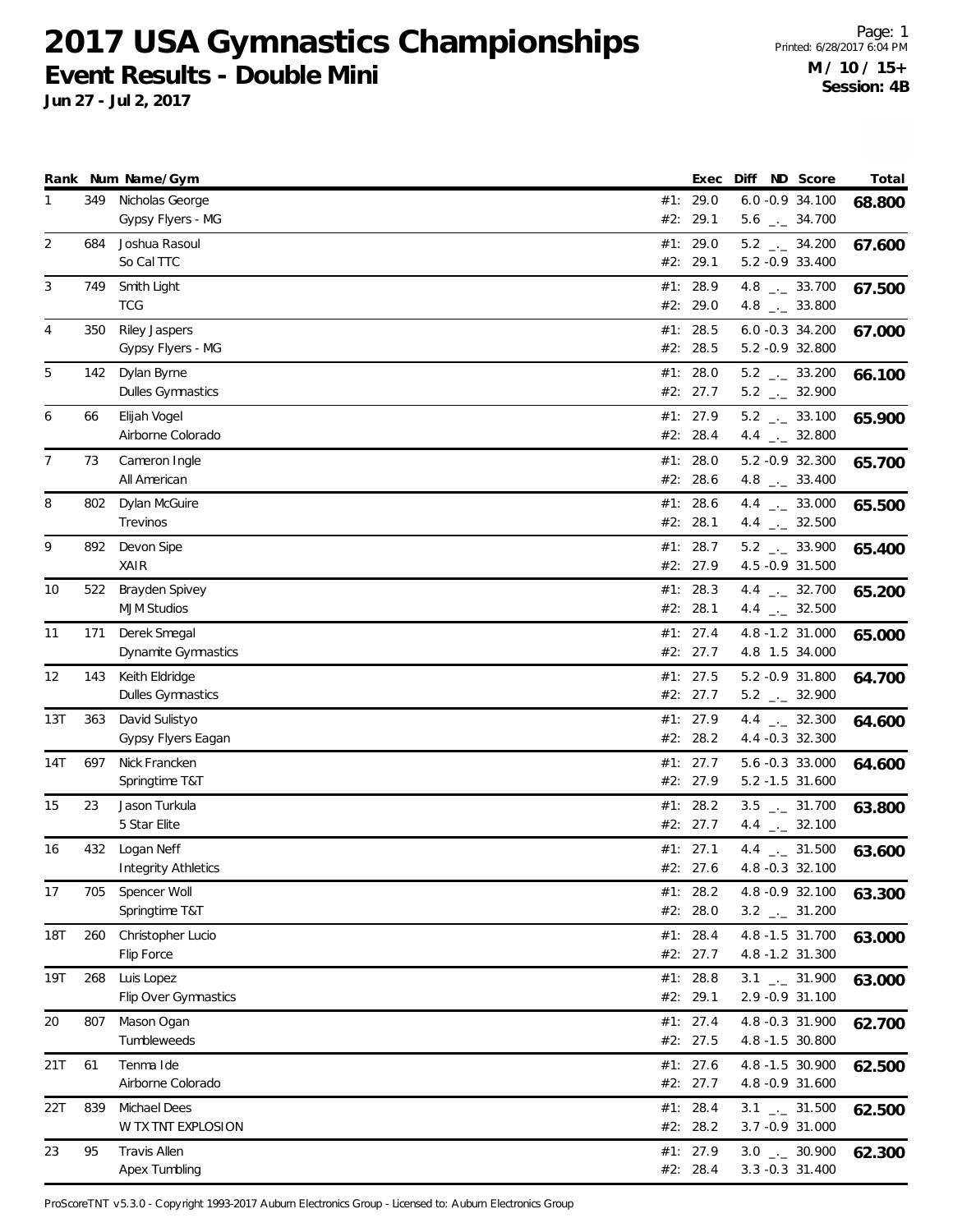# 2017 USA Gymnastics Championships

## Event Results - Double Mini

**Jun 27 - Jul 2, 2017**

**M / 10 / 15+**
**Session: 4B**

| Rank | Num | Name/Gym | | Exec | Diff | ND | Score | Total |
|---|---|---|---|---|---|---|---|---|
| 1 | 349 | Nicholas George | #1: | 29.0 | 6.0 | -0.9 | 34.100 | 68.800 |
| | | Gypsy Flyers - MG | #2: | 29.1 | 5.6 | _._ | 34.700 | |
| 2 | 684 | Joshua Rasoul | #1: | 29.0 | 5.2 | _._ | 34.200 | 67.600 |
| | | So Cal TTC | #2: | 29.1 | 5.2 | -0.9 | 33.400 | |
| 3 | 749 | Smith Light | #1: | 28.9 | 4.8 | _._ | 33.700 | 67.500 |
| | | TCG | #2: | 29.0 | 4.8 | _._ | 33.800 | |
| 4 | 350 | Riley Jaspers | #1: | 28.5 | 6.0 | -0.3 | 34.200 | 67.000 |
| | | Gypsy Flyers - MG | #2: | 28.5 | 5.2 | -0.9 | 32.800 | |
| 5 | 142 | Dylan Byrne | #1: | 28.0 | 5.2 | _._ | 33.200 | 66.100 |
| | | Dulles Gymnastics | #2: | 27.7 | 5.2 | _._ | 32.900 | |
| 6 | 66 | Elijah Vogel | #1: | 27.9 | 5.2 | _._ | 33.100 | 65.900 |
| | | Airborne Colorado | #2: | 28.4 | 4.4 | _._ | 32.800 | |
| 7 | 73 | Cameron Ingle | #1: | 28.0 | 5.2 | -0.9 | 32.300 | 65.700 |
| | | All American | #2: | 28.6 | 4.8 | _._ | 33.400 | |
| 8 | 802 | Dylan McGuire | #1: | 28.6 | 4.4 | _._ | 33.000 | 65.500 |
| | | Trevinos | #2: | 28.1 | 4.4 | _._ | 32.500 | |
| 9 | 892 | Devon Sipe | #1: | 28.7 | 5.2 | _._ | 33.900 | 65.400 |
| | | XAIR | #2: | 27.9 | 4.5 | -0.9 | 31.500 | |
| 10 | 522 | Brayden Spivey | #1: | 28.3 | 4.4 | _._ | 32.700 | 65.200 |
| | | MJM Studios | #2: | 28.1 | 4.4 | _._ | 32.500 | |
| 11 | 171 | Derek Smegal | #1: | 27.4 | 4.8 | -1.2 | 31.000 | 65.000 |
| | | Dynamite Gymnastics | #2: | 27.7 | 4.8 | 1.5 | 34.000 | |
| 12 | 143 | Keith Eldridge | #1: | 27.5 | 5.2 | -0.9 | 31.800 | 64.700 |
| | | Dulles Gymnastics | #2: | 27.7 | 5.2 | _._ | 32.900 | |
| 13T | 363 | David Sulistyo | #1: | 27.9 | 4.4 | _._ | 32.300 | 64.600 |
| | | Gypsy Flyers Eagan | #2: | 28.2 | 4.4 | -0.3 | 32.300 | |
| 14T | 697 | Nick Francken | #1: | 27.7 | 5.6 | -0.3 | 33.000 | 64.600 |
| | | Springtime T&T | #2: | 27.9 | 5.2 | -1.5 | 31.600 | |
| 15 | 23 | Jason Turkula | #1: | 28.2 | 3.5 | _._ | 31.700 | 63.800 |
| | | 5 Star Elite | #2: | 27.7 | 4.4 | _._ | 32.100 | |
| 16 | 432 | Logan Neff | #1: | 27.1 | 4.4 | _._ | 31.500 | 63.600 |
| | | Integrity Athletics | #2: | 27.6 | 4.8 | -0.3 | 32.100 | |
| 17 | 705 | Spencer Woll | #1: | 28.2 | 4.8 | -0.9 | 32.100 | 63.300 |
| | | Springtime T&T | #2: | 28.0 | 3.2 | _._ | 31.200 | |
| 18T | 260 | Christopher Lucio | #1: | 28.4 | 4.8 | -1.5 | 31.700 | 63.000 |
| | | Flip Force | #2: | 27.7 | 4.8 | -1.2 | 31.300 | |
| 19T | 268 | Luis Lopez | #1: | 28.8 | 3.1 | _._ | 31.900 | 63.000 |
| | | Flip Over Gymnastics | #2: | 29.1 | 2.9 | -0.9 | 31.100 | |
| 20 | 807 | Mason Ogan | #1: | 27.4 | 4.8 | -0.3 | 31.900 | 62.700 |
| | | Tumbleweeds | #2: | 27.5 | 4.8 | -1.5 | 30.800 | |
| 21T | 61 | Tenma Ide | #1: | 27.6 | 4.8 | -1.5 | 30.900 | 62.500 |
| | | Airborne Colorado | #2: | 27.7 | 4.8 | -0.9 | 31.600 | |
| 22T | 839 | Michael Dees | #1: | 28.4 | 3.1 | _._ | 31.500 | 62.500 |
| | | W TX TNT EXPLOSION | #2: | 28.2 | 3.7 | -0.9 | 31.000 | |
| 23 | 95 | Travis Allen | #1: | 27.9 | 3.0 | _._ | 30.900 | 62.300 |
| | | Apex Tumbling | #2: | 28.4 | 3.3 | -0.3 | 31.400 | |

ProScoreTNT v5.3.0 - Copyright 1993-2017 Auburn Electronics Group - Licensed to: Auburn Electronics Group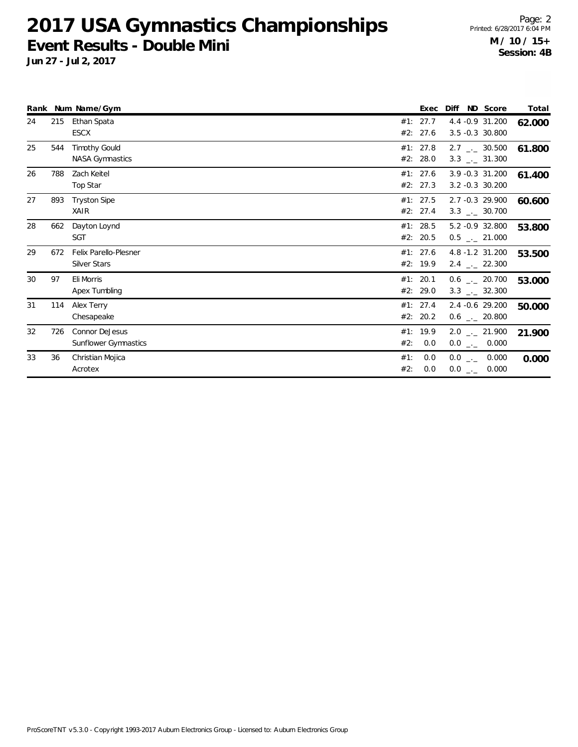# 2017 USA Gymnastics Championships

**Event Results - Double Mini**

**Jun 27 - Jul 2, 2017**

Page: 2
Printed: 6/28/2017 6:04 PM

**M / 10 / 15+**
**Session: 4B**

| Rank | Num | Name/Gym | | Exec | Diff | ND | Score | Total |
|---|---|---|---|---|---|---|---|---|
| 24 | 215 | Ethan Spata | #1: | 27.7 | 4.4 | -0.9 | 31.200 | **62.000** |
| | | ESCX | #2: | 27.6 | 3.5 | -0.3 | 30.800 | |
| 25 | 544 | Timothy Gould | #1: | 27.8 | 2.7 | _._ | 30.500 | **61.800** |
| | | NASA Gymnastics | #2: | 28.0 | 3.3 | _._ | 31.300 | |
| 26 | 788 | Zach Keitel | #1: | 27.6 | 3.9 | -0.3 | 31.200 | **61.400** |
| | | Top Star | #2: | 27.3 | 3.2 | -0.3 | 30.200 | |
| 27 | 893 | Tryston Sipe | #1: | 27.5 | 2.7 | -0.3 | 29.900 | **60.600** |
| | | XAIR | #2: | 27.4 | 3.3 | _._ | 30.700 | |
| 28 | 662 | Dayton Loynd | #1: | 28.5 | 5.2 | -0.9 | 32.800 | **53.800** |
| | | SGT | #2: | 20.5 | 0.5 | _._ | 21.000 | |
| 29 | 672 | Felix Parello-Plesner | #1: | 27.6 | 4.8 | -1.2 | 31.200 | **53.500** |
| | | Silver Stars | #2: | 19.9 | 2.4 | _._ | 22.300 | |
| 30 | 97 | Eli Morris | #1: | 20.1 | 0.6 | _._ | 20.700 | **53.000** |
| | | Apex Tumbling | #2: | 29.0 | 3.3 | _._ | 32.300 | |
| 31 | 114 | Alex Terry | #1: | 27.4 | 2.4 | -0.6 | 29.200 | **50.000** |
| | | Chesapeake | #2: | 20.2 | 0.6 | _._ | 20.800 | |
| 32 | 726 | Connor DeJesus | #1: | 19.9 | 2.0 | _._ | 21.900 | **21.900** |
| | | Sunflower Gymnastics | #2: | 0.0 | 0.0 | _._ | 0.000 | |
| 33 | 36 | Christian Mojica | #1: | 0.0 | 0.0 | _._ | 0.000 | **0.000** |
| | | Acrotex | #2: | 0.0 | 0.0 | _._ | 0.000 | |

ProScoreTNT v5.3.0 - Copyright 1993-2017 Auburn Electronics Group - Licensed to: Auburn Electronics Group